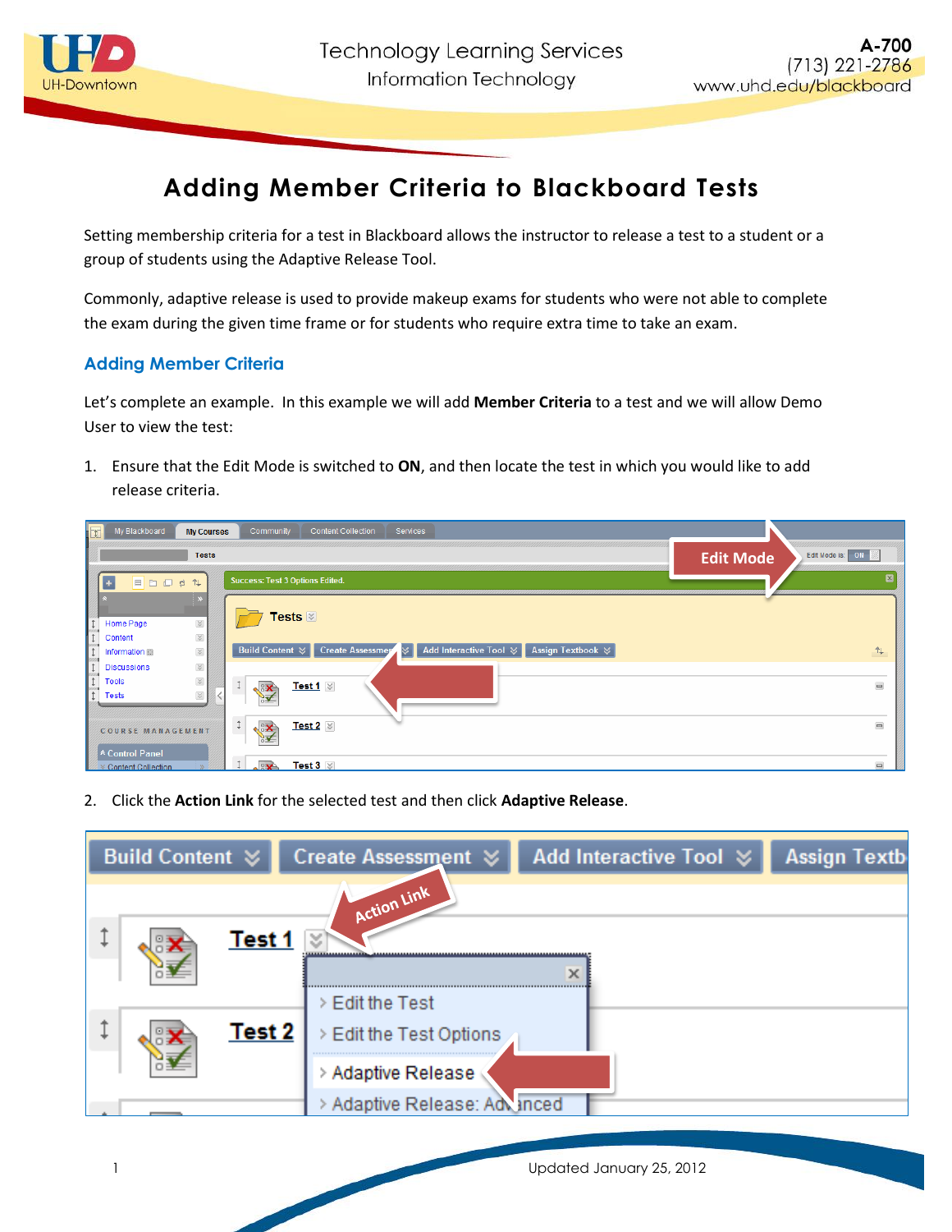# Adding Member Criteria to Blackboard Tests

Setting membership criteria for a test in Blackboard allows the instructor to release a test to a student or a group of students using the Adaptive Release Tool.

Commonly, adaptive release is used to provide makeup exams for students who were not able to complete the exam during the given time frame or for students who require extra time to take an exam.

## Adding Member Criteria

Let's complete an example. In this example we will add **Member Criteria** to a test and we will allow Demo User to view the test:

1. Ensure that the Edit Mode is switched to **ON**, and then locate the test in which you would like to add release criteria.

2. Click the **Action Link** for the selected test and then click **Adaptive Release**.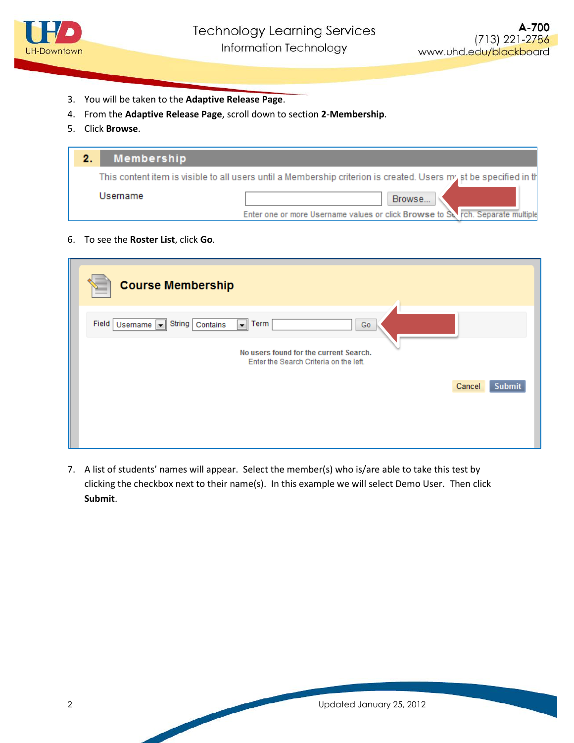3. You will be taken to the **Adaptive Release Page**.
4. From the **Adaptive Release Page**, scroll down to section **2**-**Membership**.
5. Click **Browse**.

6. To see the **Roster List**, click **Go**.

7. A list of students' names will appear. Select the member(s) who is/are able to take this test by clicking the checkbox next to their name(s). In this example we will select Demo User. Then click **Submit**.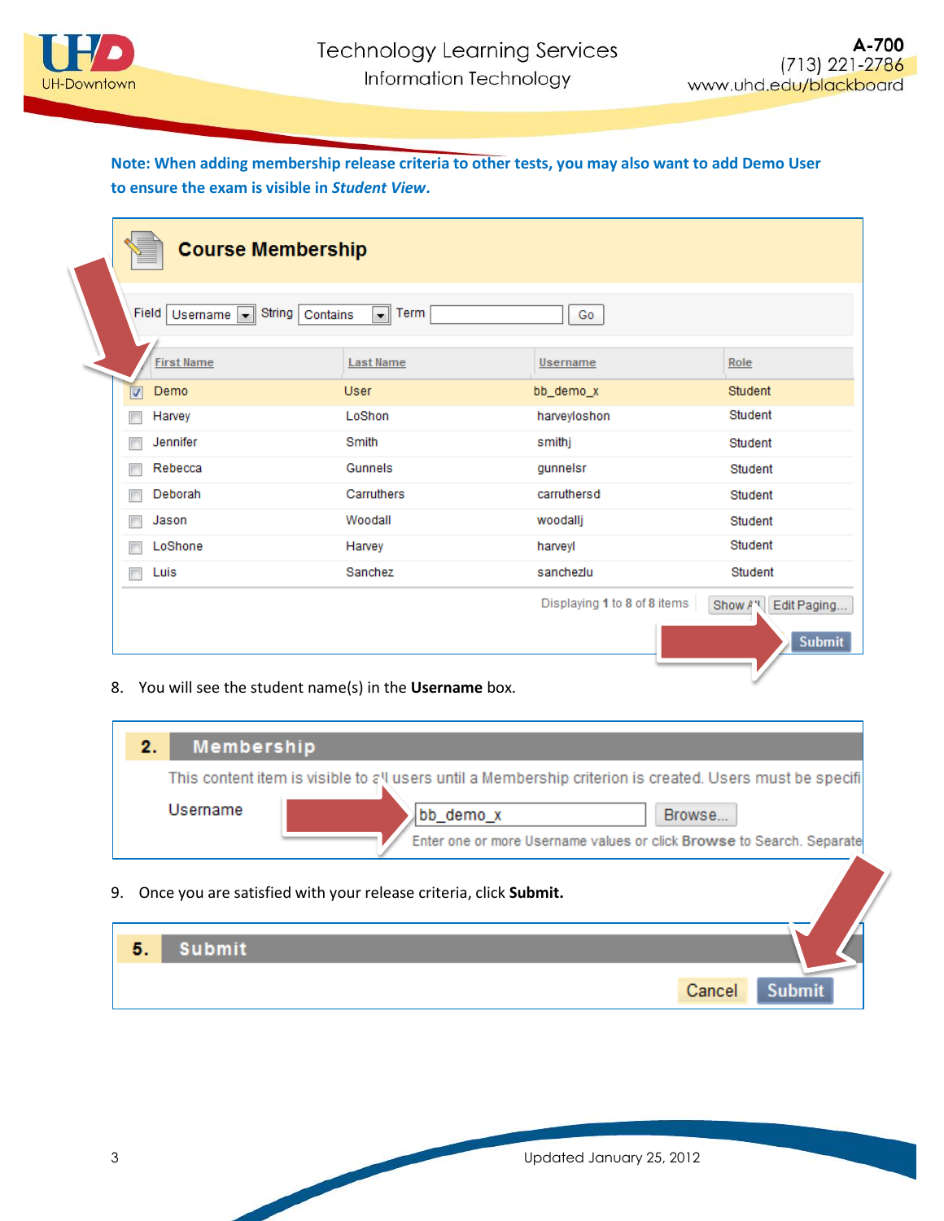**Note: When adding membership release criteria to other tests, you may also want to add Demo User to ensure the exam is visible in *Student View*.**

**Course Membership**

Field: Username | String: Contains | Term: [ ] | Go

| | First Name | Last Name | Username | Role |
|---|---|---|---|---|
| ☑ | Demo | User | bb_demo_x | Student |
| ☐ | Harvey | LoShon | harveyloshon | Student |
| ☐ | Jennifer | Smith | smithj | Student |
| ☐ | Rebecca | Gunnels | gunnelsr | Student |
| ☐ | Deborah | Carruthers | carruthersd | Student |
| ☐ | Jason | Woodall | woodallj | Student |
| ☐ | LoShone | Harvey | harveyl | Student |
| ☐ | Luis | Sanchez | sanchezlu | Student |

Displaying 1 to 8 of 8 items | Show All | Edit Paging...

Submit

8. You will see the student name(s) in the **Username** box.

**2. Membership**

This content item is visible to all users until a Membership criterion is created. Users must be specifi

Username: bb_demo_x | Browse...

Enter one or more Username values or click **Browse** to Search. Separate

9. Once you are satisfied with your release criteria, click **Submit.**

**5. Submit**

Cancel | Submit

Updated January 25, 2012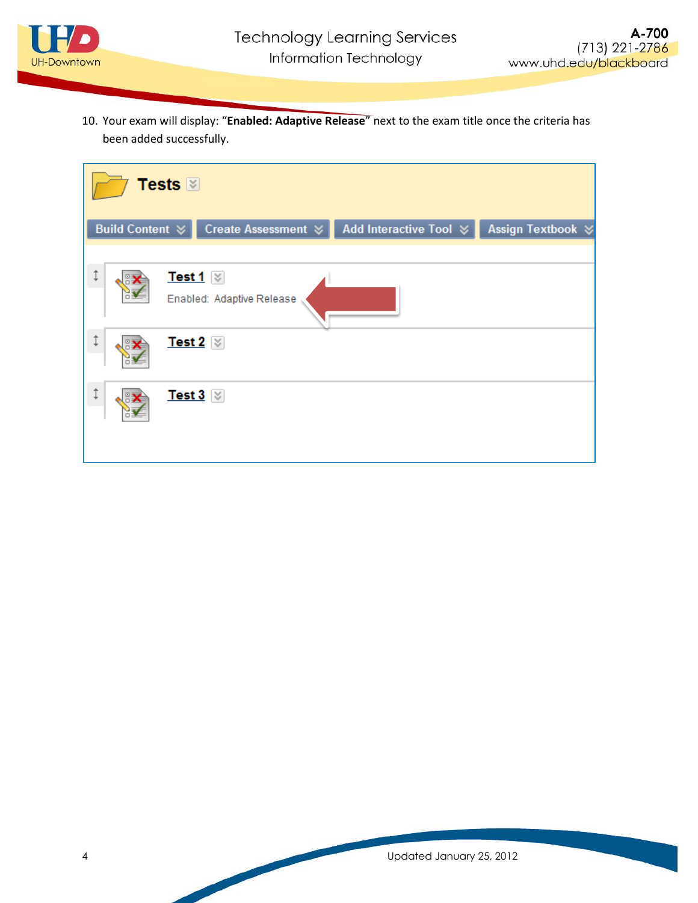10. Your exam will display: "**Enabled: Adaptive Release**" next to the exam title once the criteria has been added successfully.